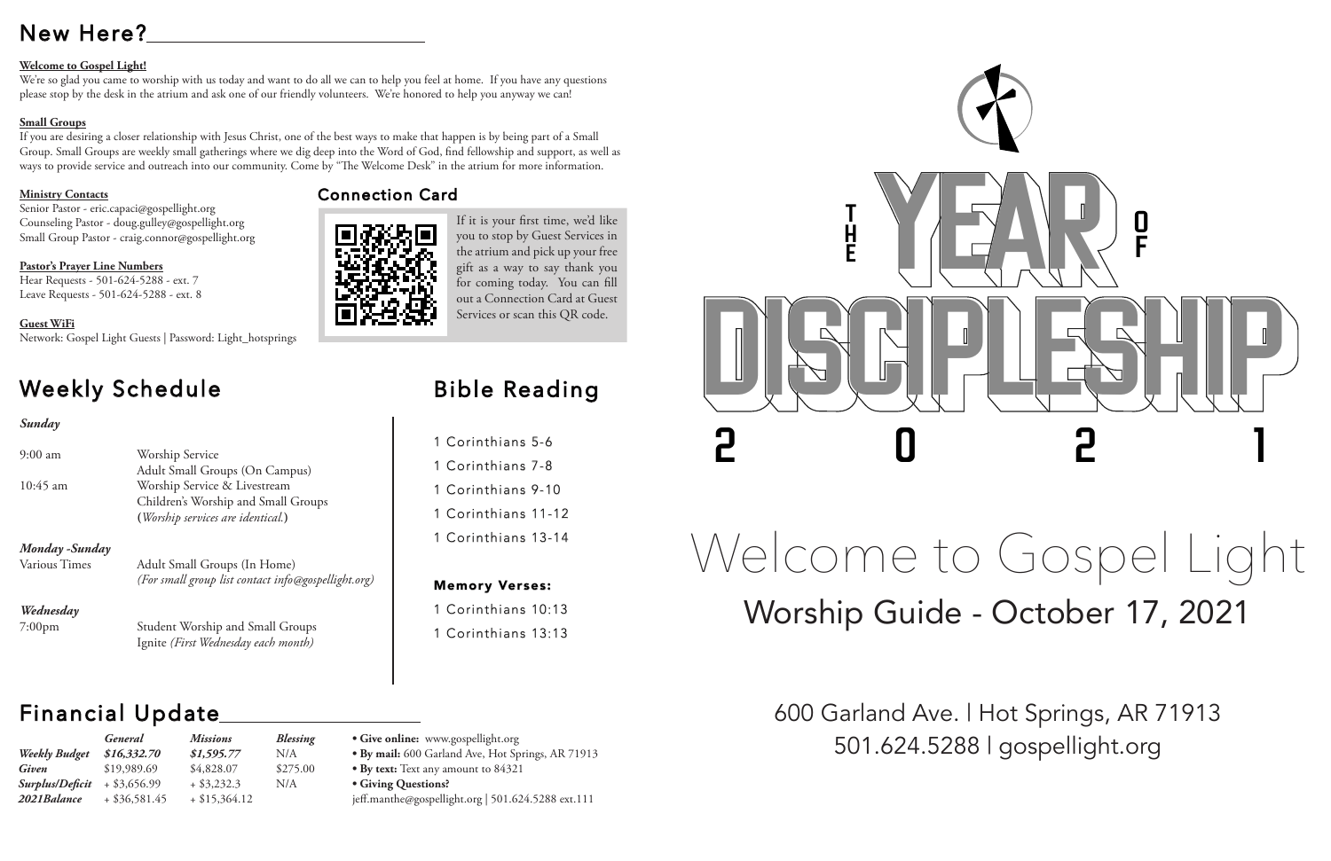## New Here?

**Welcome to Gospel Light!**

We're so glad you came to worship with us today and want to do all we can to help you feel at home. If you have any questions please stop by the desk in the atrium and ask one of our friendly volunteers. We're honored to help you anyway we can!

**Small Groups**

If you are desiring a closer relationship with Jesus Christ, one of the best ways to make that happen is by being part of a Small Group. Small Groups are weekly small gatherings where we dig deep into the Word of God, find fellowship and support, as well as ways to provide service and outreach into our community. Come by "The Welcome Desk" in the atrium for more information.

**Ministry Contacts**

Senior Pastor - eric.capaci@gospellight.org
Counseling Pastor - doug.gulley@gospellight.org
Small Group Pastor - craig.connor@gospellight.org

**Pastor's Prayer Line Numbers**

Hear Requests - 501-624-5288 - ext. 7
Leave Requests - 501-624-5288 - ext. 8

**Guest WiFi**

Network: Gospel Light Guests | Password: Light_hotsprings

### Connection Card

If it is your first time, we'd like you to stop by Guest Services in the atrium and pick up your free gift as a way to say thank you for coming today. You can fill out a Connection Card at Guest Services or scan this QR code.

## Weekly Schedule

***Sunday***

9:00 am — Worship Service
Adult Small Groups (On Campus)

10:45 am — Worship Service & Livestream
Children's Worship and Small Groups
(*Worship services are identical.*)

***Monday -Sunday***

Various Times — Adult Small Groups (In Home)
*(For small group list contact info@gospellight.org)*

***Wednesday***

7:00pm — Student Worship and Small Groups
Ignite *(First Wednesday each month)*

## Bible Reading

1 Corinthians 5-6
1 Corinthians 7-8
1 Corinthians 9-10
1 Corinthians 11-12
1 Corinthians 13-14

**Memory Verses:**

1 Corinthians 10:13
1 Corinthians 13:13

## Financial Update

| | *General* | *Missions* | *Blessing* |
|---|---|---|---|
| ***Weekly Budget*** | ***$16,332.70*** | ***$1,595.77*** | N/A |
| ***Given*** | $19,989.69 | $4,828.07 | $275.00 |
| ***Surplus/Deficit*** | + $3,656.99 | + $3,232.3 | N/A |
| ***2021Balance*** | + $36,581.45 | + $15,364.12 | |

- **Give online:** www.gospellight.org
- **By mail:** 600 Garland Ave, Hot Springs, AR 71913
- **By text:** Text any amount to 84321
- **Giving Questions?**
  jeff.manthe@gospellight.org | 501.624.5288 ext.111

# THE YEAR OF DISCIPLESHIP 2021

# Welcome to Gospel Light

## Worship Guide - October 17, 2021

600 Garland Ave. | Hot Springs, AR 71913
501.624.5288 | gospellight.org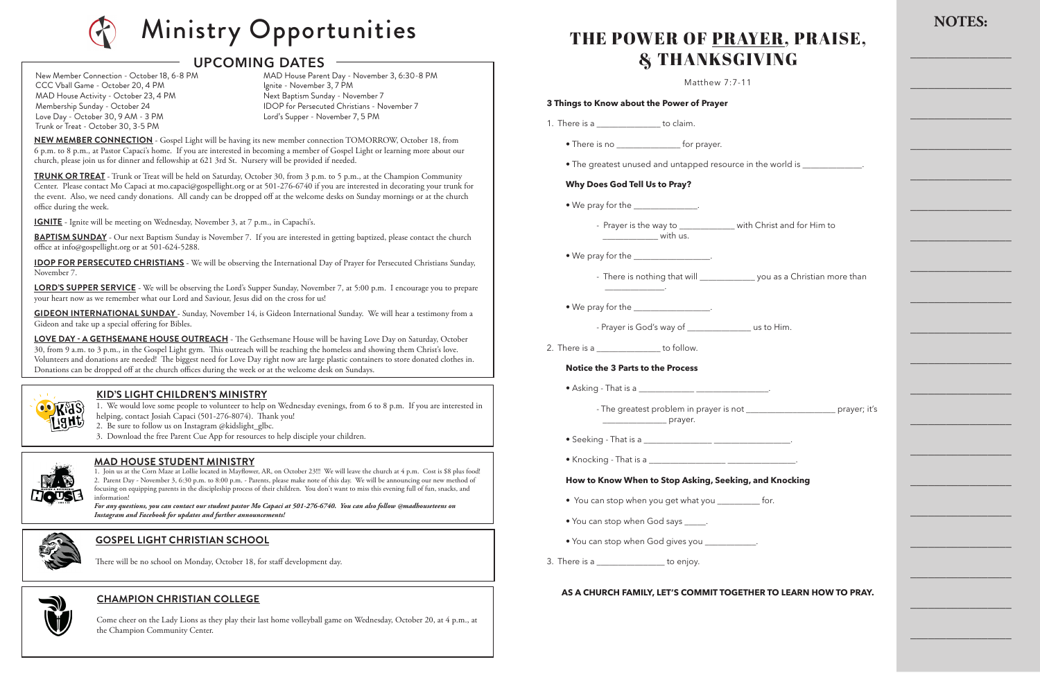# Ministry Opportunities

## UPCOMING DATES

New Member Connection - October 18, 6-8 PM
CCC Vball Game - October 20, 4 PM
MAD House Activity - October 23, 4 PM
Membership Sunday - October 24
Love Day - October 30, 9 AM - 3 PM
Trunk or Treat - October 30, 3-5 PM
MAD House Parent Day - November 3, 6:30-8 PM
Ignite - November 3, 7 PM
Next Baptism Sunday - November 7
IDOP for Persecuted Christians - November 7
Lord's Supper - November 7, 5 PM

**NEW MEMBER CONNECTION** - Gospel Light will be having its new member connection TOMORROW, October 18, from 6 p.m. to 8 p.m., at Pastor Capaci's home. If you are interested in becoming a member of Gospel Light or learning more about our church, please join us for dinner and fellowship at 621 3rd St. Nursery will be provided if needed.

**TRUNK OR TREAT** - Trunk or Treat will be held on Saturday, October 30, from 3 p.m. to 5 p.m., at the Champion Community Center. Please contact Mo Capaci at mo.capaci@gospellight.org or at 501-276-6740 if you are interested in decorating your trunk for the event. Also, we need candy donations. All candy can be dropped off at the welcome desks on Sunday mornings or at the church office during the week.

**IGNITE** - Ignite will be meeting on Wednesday, November 3, at 7 p.m., in Capachi's.

**BAPTISM SUNDAY** - Our next Baptism Sunday is November 7. If you are interested in getting baptized, please contact the church office at info@gospellight.org or at 501-624-5288.

**IDOP FOR PERSECUTED CHRISTIANS** - We will be observing the International Day of Prayer for Persecuted Christians Sunday, November 7.

**LORD'S SUPPER SERVICE** - We will be observing the Lord's Supper Sunday, November 7, at 5:00 p.m. I encourage you to prepare your heart now as we remember what our Lord and Saviour, Jesus did on the cross for us!

**GIDEON INTERNATIONAL SUNDAY** - Sunday, November 14, is Gideon International Sunday. We will hear a testimony from a Gideon and take up a special offering for Bibles.

**LOVE DAY - A GETHSEMANE HOUSE OUTREACH** - The Gethsemane House will be having Love Day on Saturday, October 30, from 9 a.m. to 3 p.m., in the Gospel Light gym. This outreach will be reaching the homeless and showing them Christ's love. Volunteers and donations are needed! The biggest need for Love Day right now are large plastic containers to store donated clothes in. Donations can be dropped off at the church offices during the week or at the welcome desk on Sundays.

### KID'S LIGHT CHILDREN'S MINISTRY

1. We would love some people to volunteer to help on Wednesday evenings, from 6 to 8 p.m. If you are interested in helping, contact Josiah Capaci (501-276-8074). Thank you!
2. Be sure to follow us on Instagram @kidslight_glbc.
3. Download the free Parent Cue App for resources to help disciple your children.

### MAD HOUSE STUDENT MINISTRY

1. Join us at the Corn Maze at Lollie located in Mayflower, AR, on October 23!!! We will leave the church at 4 p.m. Cost is $8 plus food!
2. Parent Day - November 3, 6:30 p.m. to 8:00 p.m. - Parents, please make note of this day. We will be announcing our new method of focusing on equipping parents in the discipleship process of their children. You don't want to miss this evening full of fun, snacks, and information!

***For any questions, you can contact our student pastor Mo Capaci at 501-276-6740. You can also follow @madhouseteens on Instagram and Facebook for updates and further announcements!***

### GOSPEL LIGHT CHRISTIAN SCHOOL

There will be no school on Monday, October 18, for staff development day.

### CHAMPION CHRISTIAN COLLEGE

Come cheer on the Lady Lions as they play their last home volleyball game on Wednesday, October 20, at 4 p.m., at the Champion Community Center.

# THE POWER OF PRAYER, PRAISE, & THANKSGIVING

Matthew 7:7-11

**3 Things to Know about the Power of Prayer**

1. There is a _______________ to claim.
   - There is no _______________ for prayer.
   - The greatest unused and untapped resource in the world is ______________.

   **Why Does God Tell Us to Pray?**

   - We pray for the _______________.
     - Prayer is the way to _____________ with Christ and for Him to _____________ with us.
   - We pray for the __________________.
     - There is nothing that will _____________ you as a Christian more than ______________.
   - We pray for the __________________.
     - Prayer is God's way of _______________ us to Him.
2. There is a _______________ to follow.

   **Notice the 3 Parts to the Process**

   - Asking - That is a _____________ _________________.
     - The greatest problem in prayer is not _____________________ prayer; it's _______________ prayer.
   - Seeking - That is a _________________ __________________.
   - Knocking - That is a __________________ ________________.

   **How to Know When to Stop Asking, Seeking, and Knocking**

   - You can stop when you get what you __________ for.
   - You can stop when God says _____.
   - You can stop when God gives you ____________.
3. There is a ________________ to enjoy.

**AS A CHURCH FAMILY, LET'S COMMIT TOGETHER TO LEARN HOW TO PRAY.**

## NOTES:

____________________

____________________

____________________

____________________

____________________

____________________

____________________

____________________

____________________

____________________

____________________

____________________

____________________

____________________

____________________

____________________

____________________

____________________

____________________

____________________